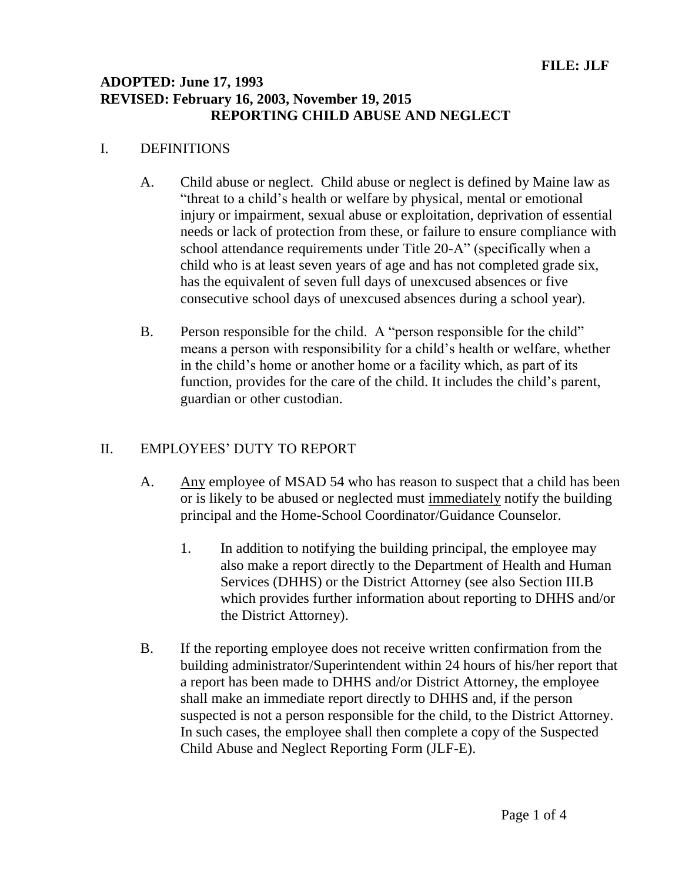**FILE: JLF**

**ADOPTED: June 17, 1993**
**REVISED: February 16, 2003, November 19, 2015**

# REPORTING CHILD ABUSE AND NEGLECT

## I. DEFINITIONS

A. Child abuse or neglect. Child abuse or neglect is defined by Maine law as "threat to a child's health or welfare by physical, mental or emotional injury or impairment, sexual abuse or exploitation, deprivation of essential needs or lack of protection from these, or failure to ensure compliance with school attendance requirements under Title 20-A" (specifically when a child who is at least seven years of age and has not completed grade six, has the equivalent of seven full days of unexcused absences or five consecutive school days of unexcused absences during a school year).

B. Person responsible for the child. A "person responsible for the child" means a person with responsibility for a child's health or welfare, whether in the child's home or another home or a facility which, as part of its function, provides for the care of the child. It includes the child's parent, guardian or other custodian.

## II. EMPLOYEES' DUTY TO REPORT

A. Any employee of MSAD 54 who has reason to suspect that a child has been or is likely to be abused or neglected must immediately notify the building principal and the Home-School Coordinator/Guidance Counselor.

1. In addition to notifying the building principal, the employee may also make a report directly to the Department of Health and Human Services (DHHS) or the District Attorney (see also Section III.B which provides further information about reporting to DHHS and/or the District Attorney).

B. If the reporting employee does not receive written confirmation from the building administrator/Superintendent within 24 hours of his/her report that a report has been made to DHHS and/or District Attorney, the employee shall make an immediate report directly to DHHS and, if the person suspected is not a person responsible for the child, to the District Attorney. In such cases, the employee shall then complete a copy of the Suspected Child Abuse and Neglect Reporting Form (JLF-E).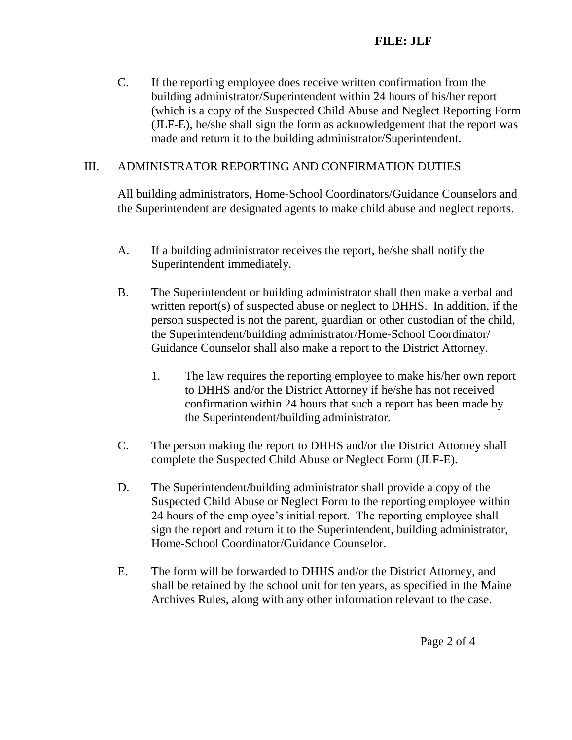C. If the reporting employee does receive written confirmation from the building administrator/Superintendent within 24 hours of his/her report (which is a copy of the Suspected Child Abuse and Neglect Reporting Form (JLF-E), he/she shall sign the form as acknowledgement that the report was made and return it to the building administrator/Superintendent.

## III. ADMINISTRATOR REPORTING AND CONFIRMATION DUTIES

All building administrators, Home-School Coordinators/Guidance Counselors and the Superintendent are designated agents to make child abuse and neglect reports.

A. If a building administrator receives the report, he/she shall notify the Superintendent immediately.

B. The Superintendent or building administrator shall then make a verbal and written report(s) of suspected abuse or neglect to DHHS. In addition, if the person suspected is not the parent, guardian or other custodian of the child, the Superintendent/building administrator/Home-School Coordinator/ Guidance Counselor shall also make a report to the District Attorney.

   1. The law requires the reporting employee to make his/her own report to DHHS and/or the District Attorney if he/she has not received confirmation within 24 hours that such a report has been made by the Superintendent/building administrator.

C. The person making the report to DHHS and/or the District Attorney shall complete the Suspected Child Abuse or Neglect Form (JLF-E).

D. The Superintendent/building administrator shall provide a copy of the Suspected Child Abuse or Neglect Form to the reporting employee within 24 hours of the employee's initial report. The reporting employee shall sign the report and return it to the Superintendent, building administrator, Home-School Coordinator/Guidance Counselor.

E. The form will be forwarded to DHHS and/or the District Attorney, and shall be retained by the school unit for ten years, as specified in the Maine Archives Rules, along with any other information relevant to the case.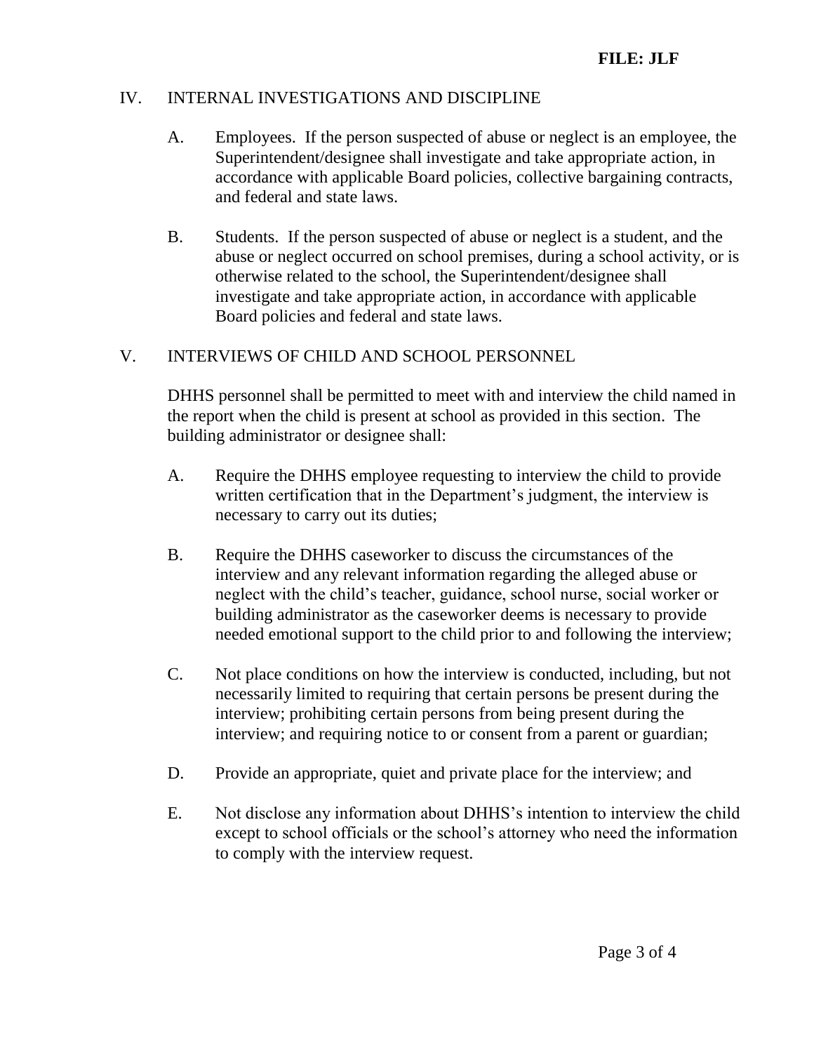## IV. INTERNAL INVESTIGATIONS AND DISCIPLINE

A. Employees. If the person suspected of abuse or neglect is an employee, the Superintendent/designee shall investigate and take appropriate action, in accordance with applicable Board policies, collective bargaining contracts, and federal and state laws.

B. Students. If the person suspected of abuse or neglect is a student, and the abuse or neglect occurred on school premises, during a school activity, or is otherwise related to the school, the Superintendent/designee shall investigate and take appropriate action, in accordance with applicable Board policies and federal and state laws.

## V. INTERVIEWS OF CHILD AND SCHOOL PERSONNEL

DHHS personnel shall be permitted to meet with and interview the child named in the report when the child is present at school as provided in this section. The building administrator or designee shall:

A. Require the DHHS employee requesting to interview the child to provide written certification that in the Department's judgment, the interview is necessary to carry out its duties;

B. Require the DHHS caseworker to discuss the circumstances of the interview and any relevant information regarding the alleged abuse or neglect with the child's teacher, guidance, school nurse, social worker or building administrator as the caseworker deems is necessary to provide needed emotional support to the child prior to and following the interview;

C. Not place conditions on how the interview is conducted, including, but not necessarily limited to requiring that certain persons be present during the interview; prohibiting certain persons from being present during the interview; and requiring notice to or consent from a parent or guardian;

D. Provide an appropriate, quiet and private place for the interview; and

E. Not disclose any information about DHHS's intention to interview the child except to school officials or the school's attorney who need the information to comply with the interview request.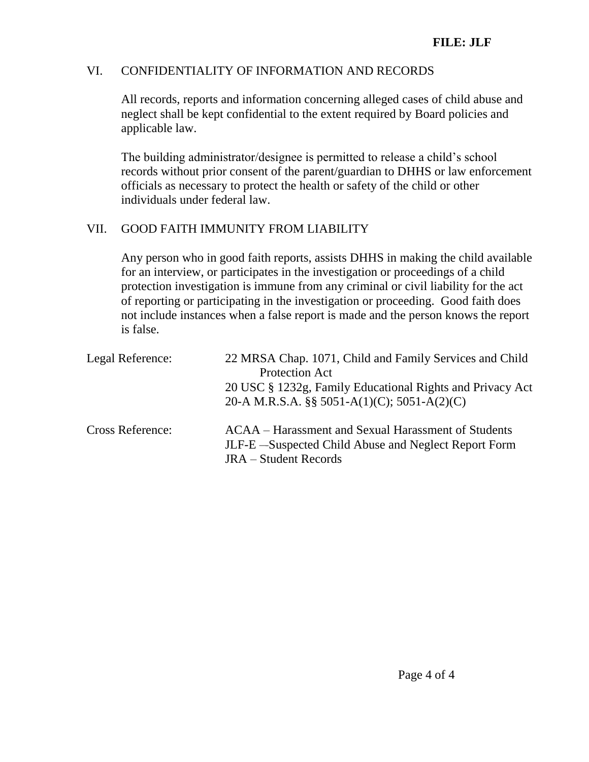## VI. CONFIDENTIALITY OF INFORMATION AND RECORDS

All records, reports and information concerning alleged cases of child abuse and neglect shall be kept confidential to the extent required by Board policies and applicable law.

The building administrator/designee is permitted to release a child's school records without prior consent of the parent/guardian to DHHS or law enforcement officials as necessary to protect the health or safety of the child or other individuals under federal law.

## VII. GOOD FAITH IMMUNITY FROM LIABILITY

Any person who in good faith reports, assists DHHS in making the child available for an interview, or participates in the investigation or proceedings of a child protection investigation is immune from any criminal or civil liability for the act of reporting or participating in the investigation or proceeding. Good faith does not include instances when a false report is made and the person knows the report is false.

Legal Reference:
22 MRSA Chap. 1071, Child and Family Services and Child Protection Act
20 USC § 1232g, Family Educational Rights and Privacy Act
20-A M.R.S.A. §§ 5051-A(1)(C); 5051-A(2)(C)

Cross Reference:
ACAA – Harassment and Sexual Harassment of Students
JLF-E –Suspected Child Abuse and Neglect Report Form
JRA – Student Records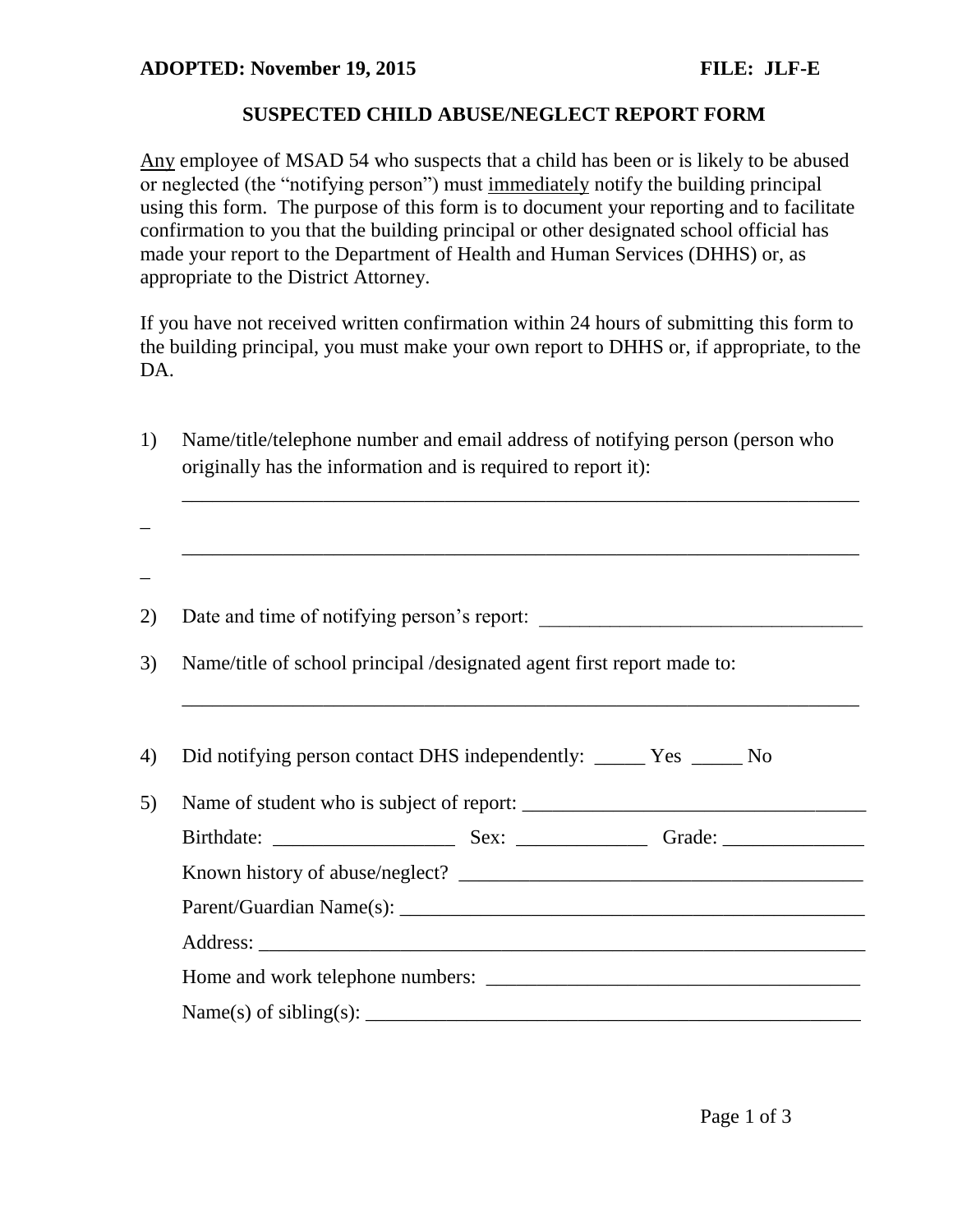**ADOPTED: November 19, 2015** **FILE: JLF-E**

**SUSPECTED CHILD ABUSE/NEGLECT REPORT FORM**

Any employee of MSAD 54 who suspects that a child has been or is likely to be abused or neglected (the "notifying person") must immediately notify the building principal using this form. The purpose of this form is to document your reporting and to facilitate confirmation to you that the building principal or other designated school official has made your report to the Department of Health and Human Services (DHHS) or, as appropriate to the District Attorney.

If you have not received written confirmation within 24 hours of submitting this form to the building principal, you must make your own report to DHHS or, if appropriate, to the DA.

1) Name/title/telephone number and email address of notifying person (person who originally has the information and is required to report it):

   ______________________________________________________________________

   ______________________________________________________________________

2) Date and time of notifying person's report: ________________________________

3) Name/title of school principal /designated agent first report made to:

   ______________________________________________________________________

4) Did notifying person contact DHS independently: _____ Yes _____ No

5) Name of student who is subject of report: ________________________________

   Birthdate: __________________ Sex: _____________ Grade: ______________

   Known history of abuse/neglect? ________________________________________

   Parent/Guardian Name(s): ______________________________________________

   Address: ______________________________________________________________

   Home and work telephone numbers: _____________________________________

   Name(s) of sibling(s): _________________________________________________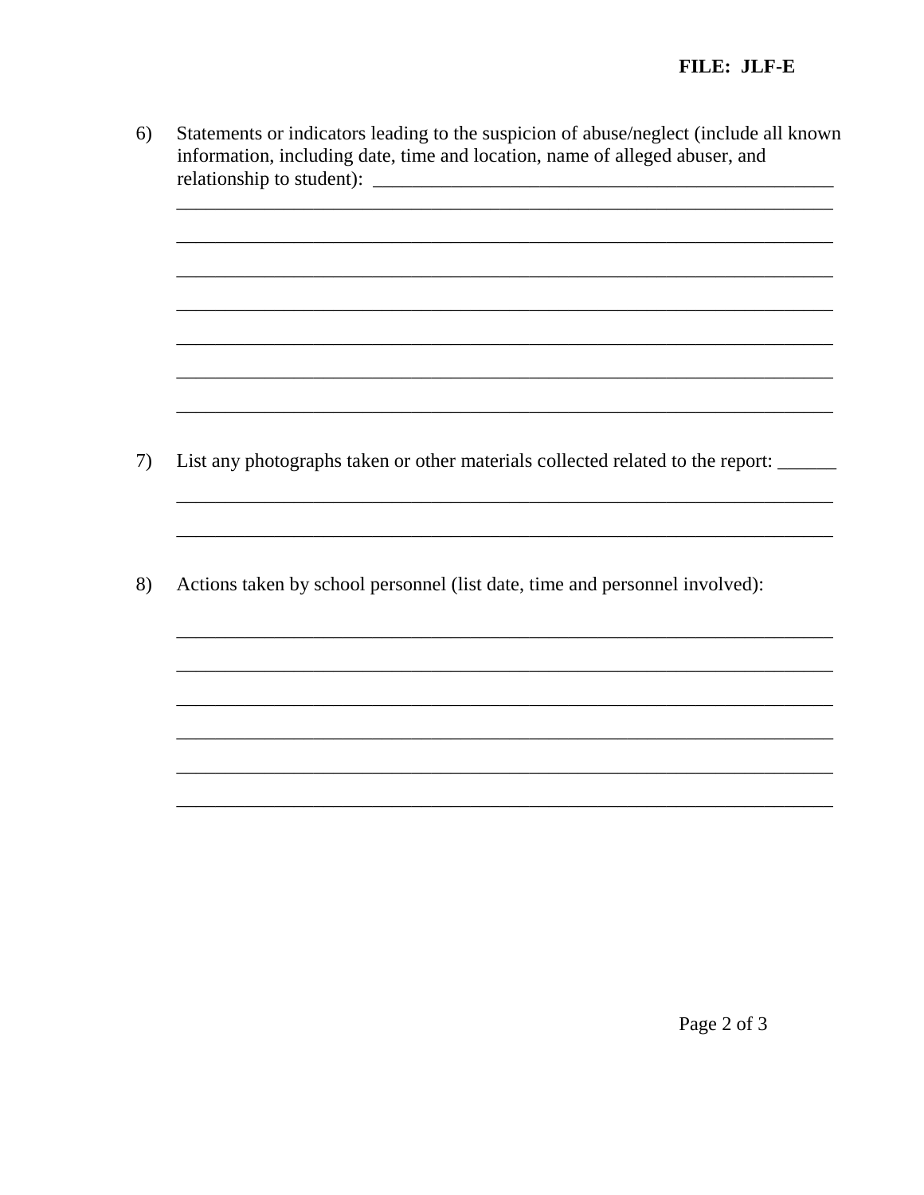6) Statements or indicators leading to the suspicion of abuse/neglect (include all known information, including date, time and location, name of alleged abuser, and relationship to student): __________________________________________________
_________________________________________________________________
_________________________________________________________________
_________________________________________________________________
_________________________________________________________________
_________________________________________________________________
_________________________________________________________________
_________________________________________________________________

7) List any photographs taken or other materials collected related to the report: ______
_________________________________________________________________
_________________________________________________________________

8) Actions taken by school personnel (list date, time and personnel involved):

_________________________________________________________________
_________________________________________________________________
_________________________________________________________________
_________________________________________________________________
_________________________________________________________________
_________________________________________________________________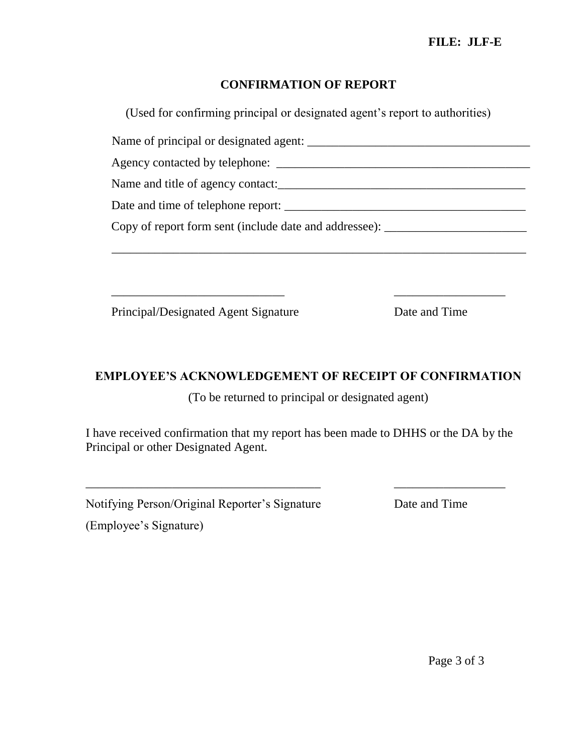FILE: JLF-E

## CONFIRMATION OF REPORT

(Used for confirming principal or designated agent's report to authorities)

Name of principal or designated agent: ____________________________________

Agency contacted by telephone: __________________________________________

Name and title of agency contact:________________________________________

Date and time of telephone report: _______________________________________

Copy of report form sent (include date and addressee): _______________________

_____________________________________________________________________

____________________________ __________________

Principal/Designated Agent Signature Date and Time

## EMPLOYEE'S ACKNOWLEDGEMENT OF RECEIPT OF CONFIRMATION

(To be returned to principal or designated agent)

I have received confirmation that my report has been made to DHHS or the DA by the Principal or other Designated Agent.

______________________________________ __________________

Notifying Person/Original Reporter's Signature Date and Time

(Employee's Signature)